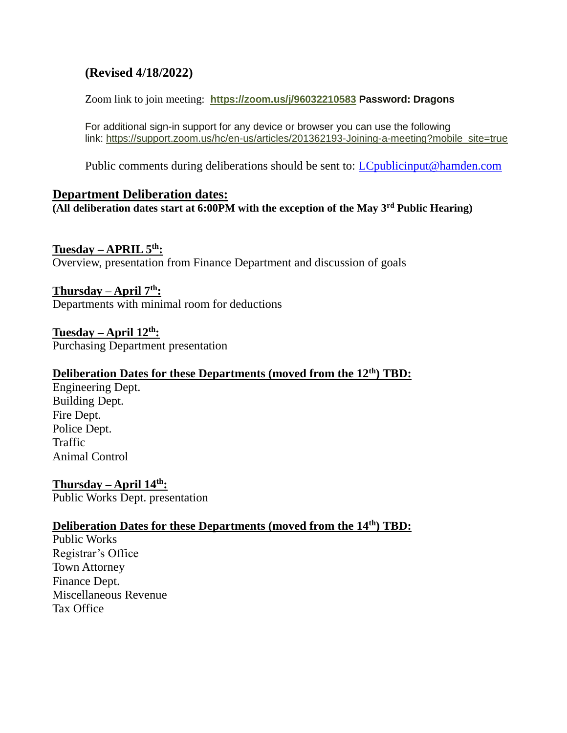### (Revised 4/18/2022)

Zoom link to join meeting: **https://zoom.us/j/96032210583** **Password: Dragons**

For additional sign-in support for any device or browser you can use the following link: https://support.zoom.us/hc/en-us/articles/201362193-Joining-a-meeting?mobile_site=true

Public comments during deliberations should be sent to: LCpublicinput@hamden.com

## Department Deliberation dates:

**(All deliberation dates start at 6:00PM with the exception of the May 3rd Public Hearing)**

**Tuesday – APRIL 5th:**
Overview, presentation from Finance Department and discussion of goals

**Thursday – April 7th:**
Departments with minimal room for deductions

**Tuesday – April 12th:**
Purchasing Department presentation

**Deliberation Dates for these Departments (moved from the 12th) TBD:**
Engineering Dept.
Building Dept.
Fire Dept.
Police Dept.
Traffic
Animal Control

**Thursday – April 14th:**
Public Works Dept. presentation

**Deliberation Dates for these Departments (moved from the 14th) TBD:**
Public Works
Registrar's Office
Town Attorney
Finance Dept.
Miscellaneous Revenue
Tax Office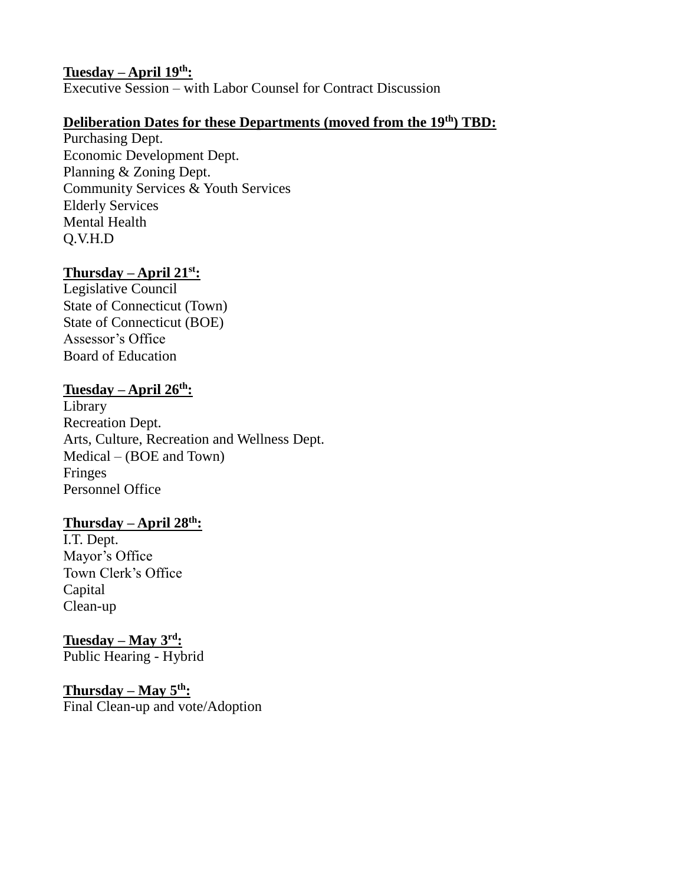**Tuesday – April 19th:**
Executive Session – with Labor Counsel for Contract Discussion

**Deliberation Dates for these Departments (moved from the 19th) TBD:**
Purchasing Dept.
Economic Development Dept.
Planning & Zoning Dept.
Community Services & Youth Services
Elderly Services
Mental Health
Q.V.H.D

**Thursday – April 21st:**
Legislative Council
State of Connecticut (Town)
State of Connecticut (BOE)
Assessor's Office
Board of Education

**Tuesday – April 26th:**
Library
Recreation Dept.
Arts, Culture, Recreation and Wellness Dept.
Medical – (BOE and Town)
Fringes
Personnel Office

**Thursday – April 28th:**
I.T. Dept.
Mayor's Office
Town Clerk's Office
Capital
Clean-up

**Tuesday – May 3rd:**
Public Hearing - Hybrid

**Thursday – May 5th:**
Final Clean-up and vote/Adoption